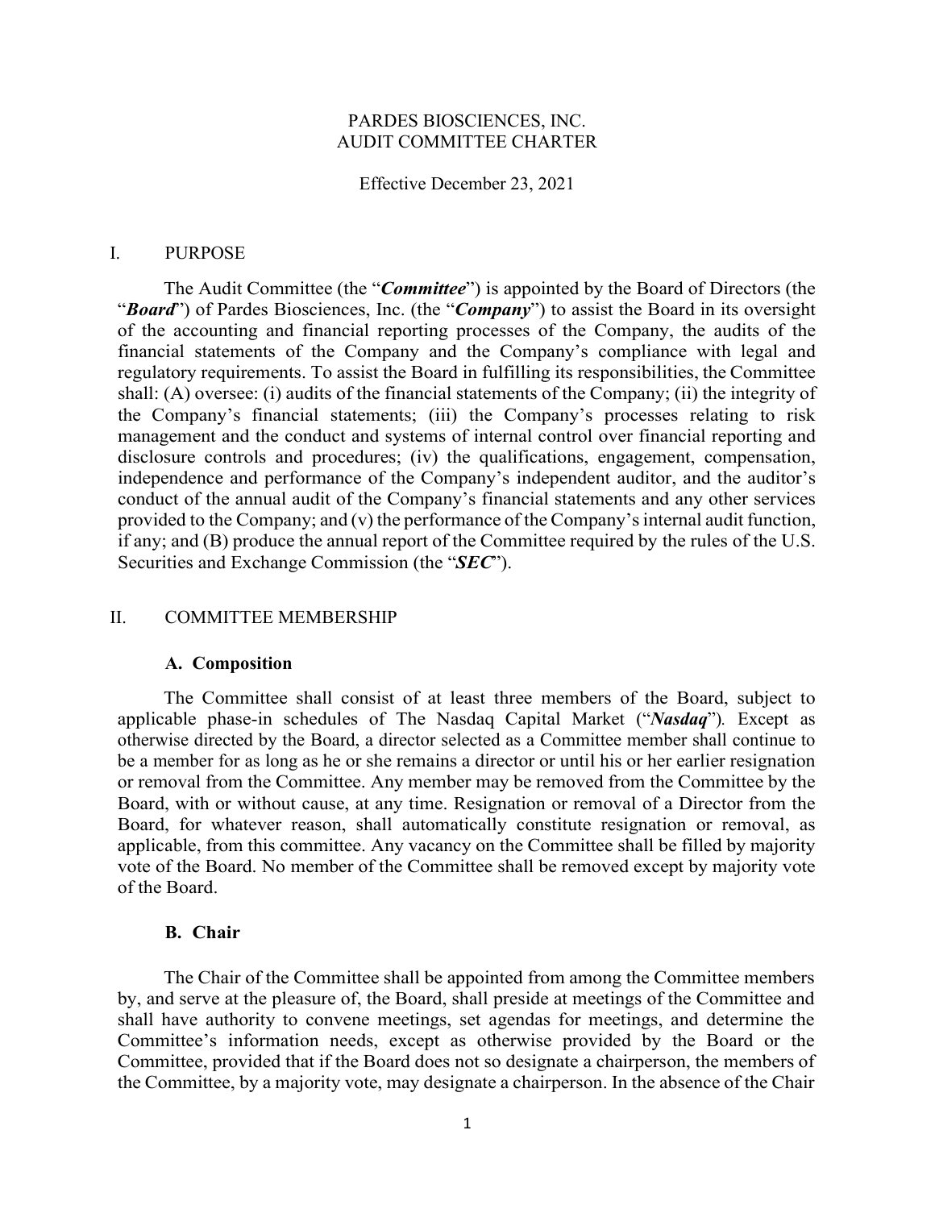PARDES BIOSCIENCES, INC.
AUDIT COMMITTEE CHARTER

Effective December 23, 2021

## I. PURPOSE

The Audit Committee (the "***Committee***") is appointed by the Board of Directors (the "***Board***") of Pardes Biosciences, Inc. (the "***Company***") to assist the Board in its oversight of the accounting and financial reporting processes of the Company, the audits of the financial statements of the Company and the Company's compliance with legal and regulatory requirements. To assist the Board in fulfilling its responsibilities, the Committee shall: (A) oversee: (i) audits of the financial statements of the Company; (ii) the integrity of the Company's financial statements; (iii) the Company's processes relating to risk management and the conduct and systems of internal control over financial reporting and disclosure controls and procedures; (iv) the qualifications, engagement, compensation, independence and performance of the Company's independent auditor, and the auditor's conduct of the annual audit of the Company's financial statements and any other services provided to the Company; and (v) the performance of the Company's internal audit function, if any; and (B) produce the annual report of the Committee required by the rules of the U.S. Securities and Exchange Commission (the "***SEC***").

## II. COMMITTEE MEMBERSHIP

### A. Composition

The Committee shall consist of at least three members of the Board, subject to applicable phase-in schedules of The Nasdaq Capital Market ("***Nasdaq***"). Except as otherwise directed by the Board, a director selected as a Committee member shall continue to be a member for as long as he or she remains a director or until his or her earlier resignation or removal from the Committee. Any member may be removed from the Committee by the Board, with or without cause, at any time. Resignation or removal of a Director from the Board, for whatever reason, shall automatically constitute resignation or removal, as applicable, from this committee. Any vacancy on the Committee shall be filled by majority vote of the Board. No member of the Committee shall be removed except by majority vote of the Board.

### B. Chair

The Chair of the Committee shall be appointed from among the Committee members by, and serve at the pleasure of, the Board, shall preside at meetings of the Committee and shall have authority to convene meetings, set agendas for meetings, and determine the Committee's information needs, except as otherwise provided by the Board or the Committee, provided that if the Board does not so designate a chairperson, the members of the Committee, by a majority vote, may designate a chairperson. In the absence of the Chair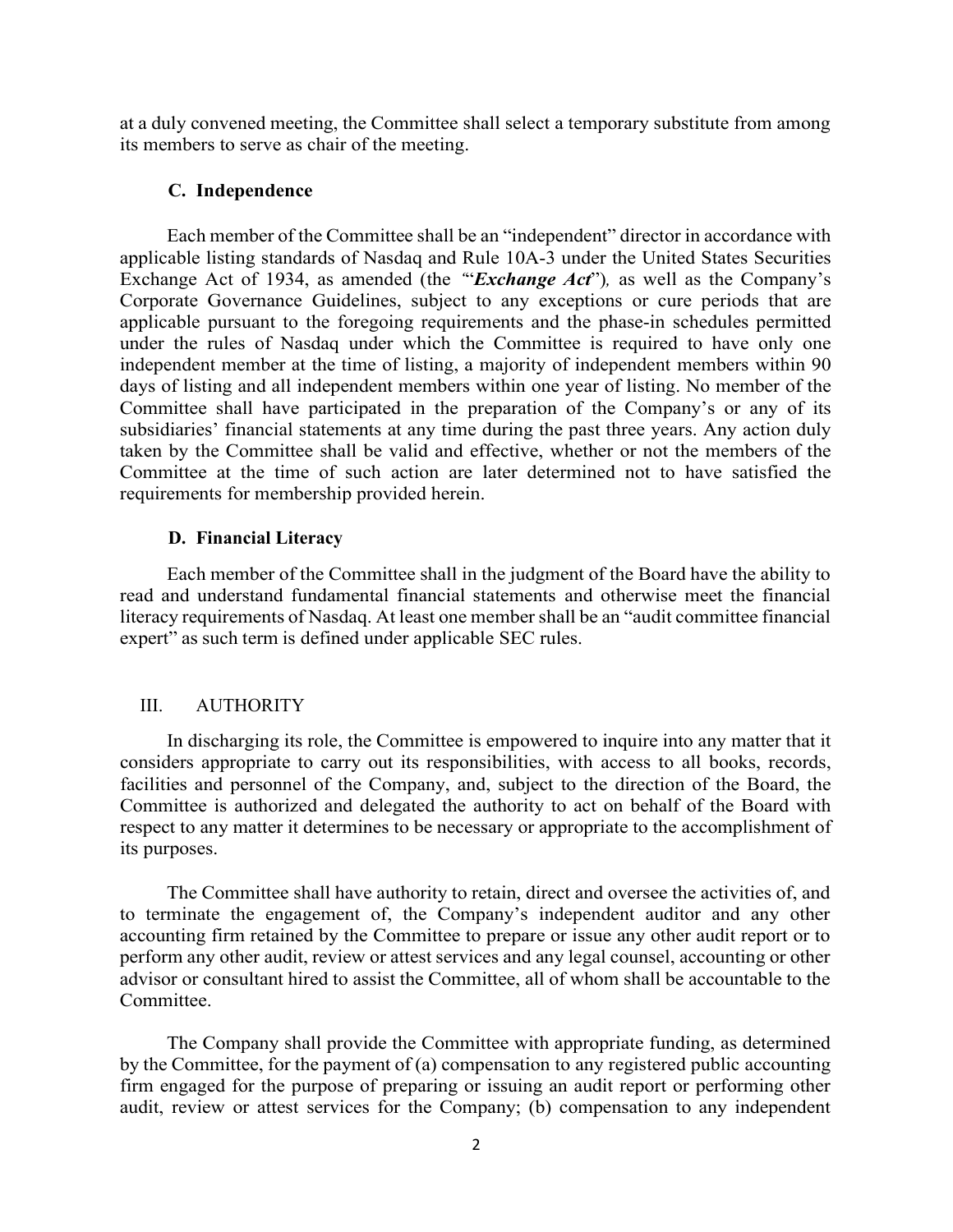at a duly convened meeting, the Committee shall select a temporary substitute from among its members to serve as chair of the meeting.

### C. Independence

Each member of the Committee shall be an "independent" director in accordance with applicable listing standards of Nasdaq and Rule 10A-3 under the United States Securities Exchange Act of 1934, as amended (the "“***Exchange Act***”), as well as the Company's Corporate Governance Guidelines, subject to any exceptions or cure periods that are applicable pursuant to the foregoing requirements and the phase-in schedules permitted under the rules of Nasdaq under which the Committee is required to have only one independent member at the time of listing, a majority of independent members within 90 days of listing and all independent members within one year of listing. No member of the Committee shall have participated in the preparation of the Company's or any of its subsidiaries' financial statements at any time during the past three years. Any action duly taken by the Committee shall be valid and effective, whether or not the members of the Committee at the time of such action are later determined not to have satisfied the requirements for membership provided herein.

### D. Financial Literacy

Each member of the Committee shall in the judgment of the Board have the ability to read and understand fundamental financial statements and otherwise meet the financial literacy requirements of Nasdaq. At least one member shall be an "audit committee financial expert" as such term is defined under applicable SEC rules.

## III. AUTHORITY

In discharging its role, the Committee is empowered to inquire into any matter that it considers appropriate to carry out its responsibilities, with access to all books, records, facilities and personnel of the Company, and, subject to the direction of the Board, the Committee is authorized and delegated the authority to act on behalf of the Board with respect to any matter it determines to be necessary or appropriate to the accomplishment of its purposes.

The Committee shall have authority to retain, direct and oversee the activities of, and to terminate the engagement of, the Company's independent auditor and any other accounting firm retained by the Committee to prepare or issue any other audit report or to perform any other audit, review or attest services and any legal counsel, accounting or other advisor or consultant hired to assist the Committee, all of whom shall be accountable to the Committee.

The Company shall provide the Committee with appropriate funding, as determined by the Committee, for the payment of (a) compensation to any registered public accounting firm engaged for the purpose of preparing or issuing an audit report or performing other audit, review or attest services for the Company; (b) compensation to any independent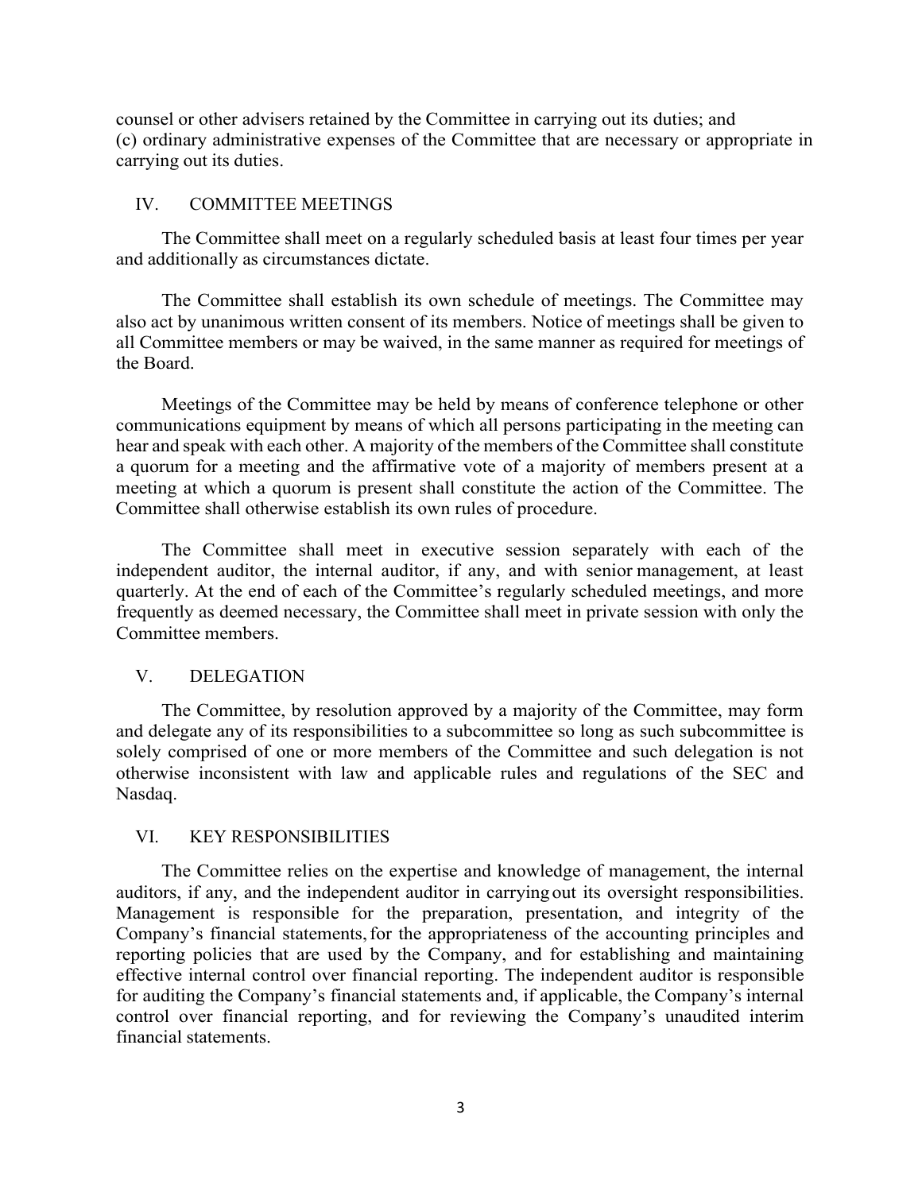counsel or other advisers retained by the Committee in carrying out its duties; and
(c) ordinary administrative expenses of the Committee that are necessary or appropriate in carrying out its duties.

## IV. COMMITTEE MEETINGS

The Committee shall meet on a regularly scheduled basis at least four times per year and additionally as circumstances dictate.

The Committee shall establish its own schedule of meetings. The Committee may also act by unanimous written consent of its members. Notice of meetings shall be given to all Committee members or may be waived, in the same manner as required for meetings of the Board.

Meetings of the Committee may be held by means of conference telephone or other communications equipment by means of which all persons participating in the meeting can hear and speak with each other. A majority of the members of the Committee shall constitute a quorum for a meeting and the affirmative vote of a majority of members present at a meeting at which a quorum is present shall constitute the action of the Committee. The Committee shall otherwise establish its own rules of procedure.

The Committee shall meet in executive session separately with each of the independent auditor, the internal auditor, if any, and with senior management, at least quarterly. At the end of each of the Committee's regularly scheduled meetings, and more frequently as deemed necessary, the Committee shall meet in private session with only the Committee members.

## V. DELEGATION

The Committee, by resolution approved by a majority of the Committee, may form and delegate any of its responsibilities to a subcommittee so long as such subcommittee is solely comprised of one or more members of the Committee and such delegation is not otherwise inconsistent with law and applicable rules and regulations of the SEC and Nasdaq.

## VI. KEY RESPONSIBILITIES

The Committee relies on the expertise and knowledge of management, the internal auditors, if any, and the independent auditor in carrying out its oversight responsibilities. Management is responsible for the preparation, presentation, and integrity of the Company's financial statements, for the appropriateness of the accounting principles and reporting policies that are used by the Company, and for establishing and maintaining effective internal control over financial reporting. The independent auditor is responsible for auditing the Company's financial statements and, if applicable, the Company's internal control over financial reporting, and for reviewing the Company's unaudited interim financial statements.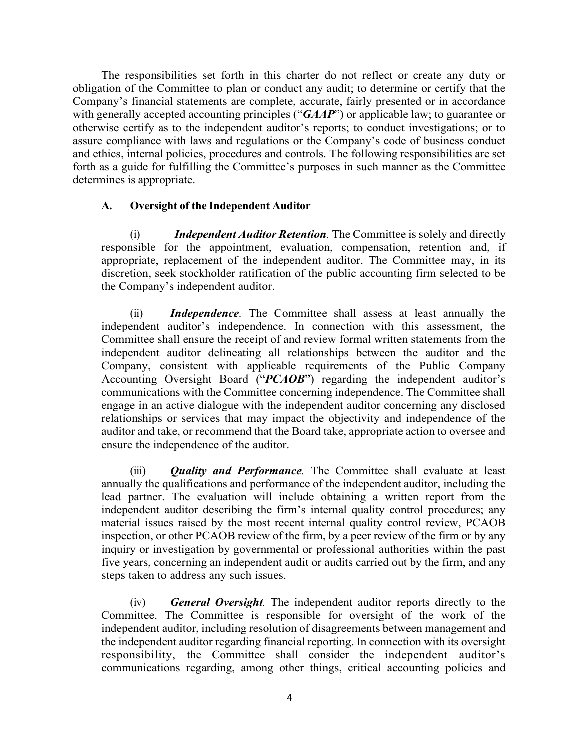The responsibilities set forth in this charter do not reflect or create any duty or obligation of the Committee to plan or conduct any audit; to determine or certify that the Company's financial statements are complete, accurate, fairly presented or in accordance with generally accepted accounting principles ("***GAAP***") or applicable law; to guarantee or otherwise certify as to the independent auditor's reports; to conduct investigations; or to assure compliance with laws and regulations or the Company's code of business conduct and ethics, internal policies, procedures and controls. The following responsibilities are set forth as a guide for fulfilling the Committee's purposes in such manner as the Committee determines is appropriate.

**A. Oversight of the Independent Auditor**

(i) ***Independent Auditor Retention.*** The Committee is solely and directly responsible for the appointment, evaluation, compensation, retention and, if appropriate, replacement of the independent auditor. The Committee may, in its discretion, seek stockholder ratification of the public accounting firm selected to be the Company's independent auditor.

(ii) ***Independence.*** The Committee shall assess at least annually the independent auditor's independence. In connection with this assessment, the Committee shall ensure the receipt of and review formal written statements from the independent auditor delineating all relationships between the auditor and the Company, consistent with applicable requirements of the Public Company Accounting Oversight Board ("***PCAOB***") regarding the independent auditor's communications with the Committee concerning independence. The Committee shall engage in an active dialogue with the independent auditor concerning any disclosed relationships or services that may impact the objectivity and independence of the auditor and take, or recommend that the Board take, appropriate action to oversee and ensure the independence of the auditor.

(iii) ***Quality and Performance.*** The Committee shall evaluate at least annually the qualifications and performance of the independent auditor, including the lead partner. The evaluation will include obtaining a written report from the independent auditor describing the firm's internal quality control procedures; any material issues raised by the most recent internal quality control review, PCAOB inspection, or other PCAOB review of the firm, by a peer review of the firm or by any inquiry or investigation by governmental or professional authorities within the past five years, concerning an independent audit or audits carried out by the firm, and any steps taken to address any such issues.

(iv) ***General Oversight.*** The independent auditor reports directly to the Committee. The Committee is responsible for oversight of the work of the independent auditor, including resolution of disagreements between management and the independent auditor regarding financial reporting. In connection with its oversight responsibility, the Committee shall consider the independent auditor's communications regarding, among other things, critical accounting policies and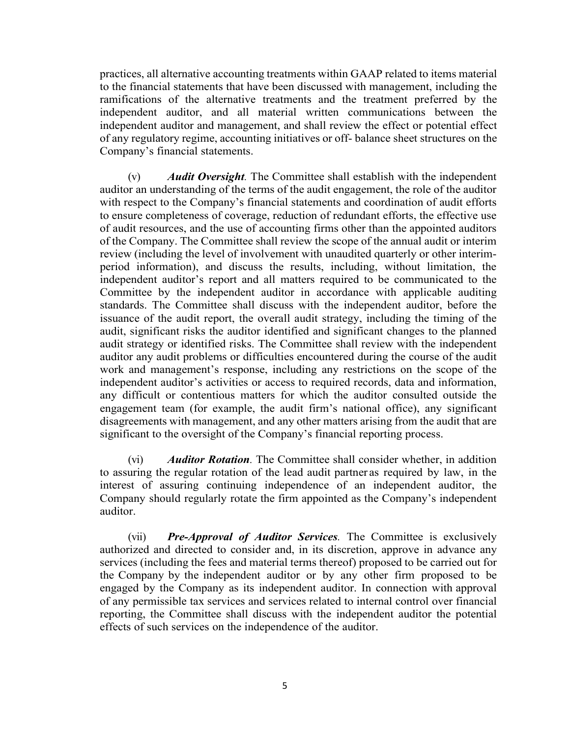practices, all alternative accounting treatments within GAAP related to items material to the financial statements that have been discussed with management, including the ramifications of the alternative treatments and the treatment preferred by the independent auditor, and all material written communications between the independent auditor and management, and shall review the effect or potential effect of any regulatory regime, accounting initiatives or off- balance sheet structures on the Company's financial statements.

(v) ***Audit Oversight.*** The Committee shall establish with the independent auditor an understanding of the terms of the audit engagement, the role of the auditor with respect to the Company's financial statements and coordination of audit efforts to ensure completeness of coverage, reduction of redundant efforts, the effective use of audit resources, and the use of accounting firms other than the appointed auditors of the Company. The Committee shall review the scope of the annual audit or interim review (including the level of involvement with unaudited quarterly or other interim-period information), and discuss the results, including, without limitation, the independent auditor's report and all matters required to be communicated to the Committee by the independent auditor in accordance with applicable auditing standards. The Committee shall discuss with the independent auditor, before the issuance of the audit report, the overall audit strategy, including the timing of the audit, significant risks the auditor identified and significant changes to the planned audit strategy or identified risks. The Committee shall review with the independent auditor any audit problems or difficulties encountered during the course of the audit work and management's response, including any restrictions on the scope of the independent auditor's activities or access to required records, data and information, any difficult or contentious matters for which the auditor consulted outside the engagement team (for example, the audit firm's national office), any significant disagreements with management, and any other matters arising from the audit that are significant to the oversight of the Company's financial reporting process.

(vi) ***Auditor Rotation***. The Committee shall consider whether, in addition to assuring the regular rotation of the lead audit partner as required by law, in the interest of assuring continuing independence of an independent auditor, the Company should regularly rotate the firm appointed as the Company's independent auditor.

(vii) ***Pre-Approval of Auditor Services.*** The Committee is exclusively authorized and directed to consider and, in its discretion, approve in advance any services (including the fees and material terms thereof) proposed to be carried out for the Company by the independent auditor or by any other firm proposed to be engaged by the Company as its independent auditor. In connection with approval of any permissible tax services and services related to internal control over financial reporting, the Committee shall discuss with the independent auditor the potential effects of such services on the independence of the auditor.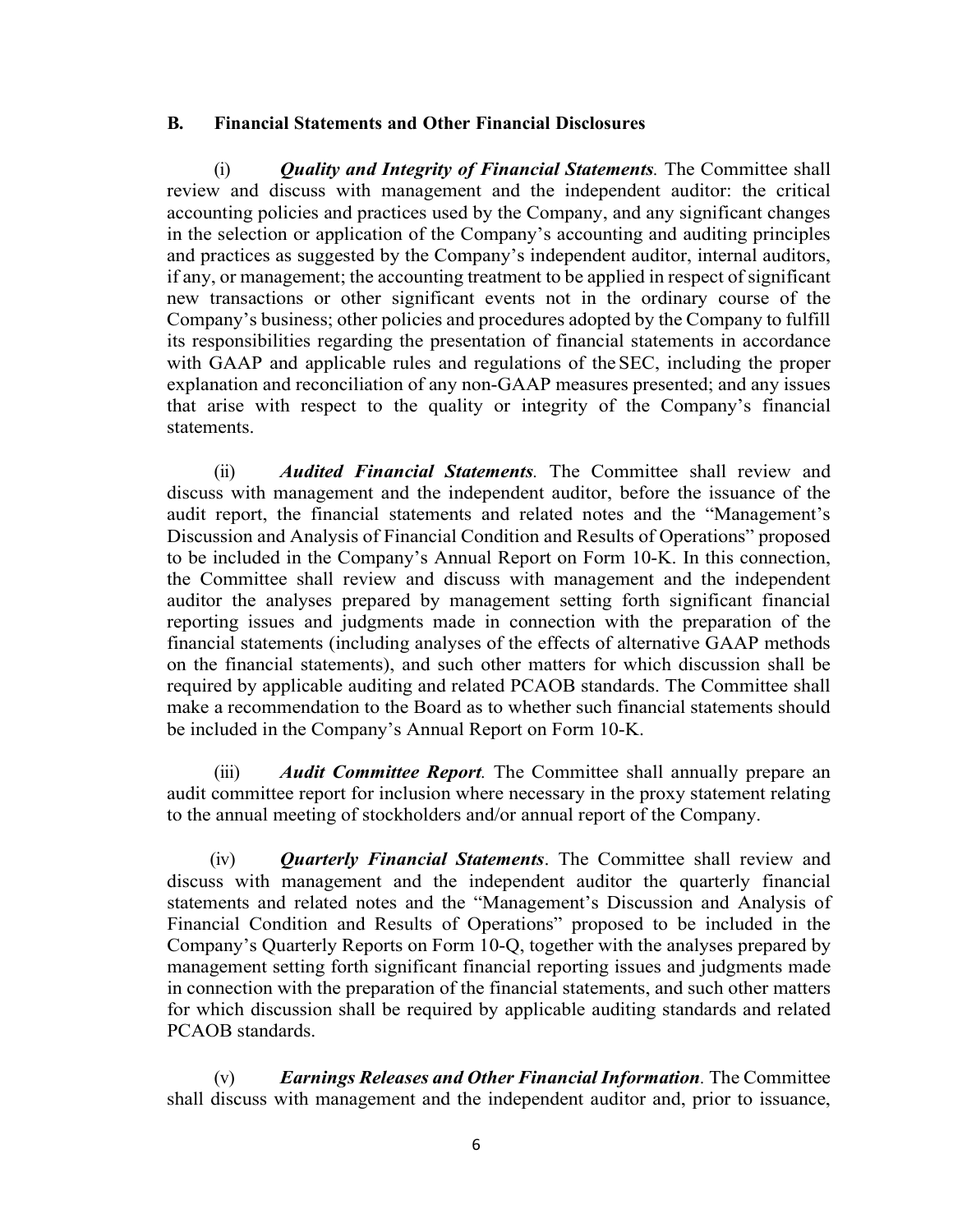### B. Financial Statements and Other Financial Disclosures

(i) ***Quality and Integrity of Financial Statements.*** The Committee shall review and discuss with management and the independent auditor: the critical accounting policies and practices used by the Company, and any significant changes in the selection or application of the Company's accounting and auditing principles and practices as suggested by the Company's independent auditor, internal auditors, if any, or management; the accounting treatment to be applied in respect of significant new transactions or other significant events not in the ordinary course of the Company's business; other policies and procedures adopted by the Company to fulfill its responsibilities regarding the presentation of financial statements in accordance with GAAP and applicable rules and regulations of the SEC, including the proper explanation and reconciliation of any non-GAAP measures presented; and any issues that arise with respect to the quality or integrity of the Company's financial statements.

(ii) ***Audited Financial Statements.*** The Committee shall review and discuss with management and the independent auditor, before the issuance of the audit report, the financial statements and related notes and the "Management's Discussion and Analysis of Financial Condition and Results of Operations" proposed to be included in the Company's Annual Report on Form 10-K. In this connection, the Committee shall review and discuss with management and the independent auditor the analyses prepared by management setting forth significant financial reporting issues and judgments made in connection with the preparation of the financial statements (including analyses of the effects of alternative GAAP methods on the financial statements), and such other matters for which discussion shall be required by applicable auditing and related PCAOB standards. The Committee shall make a recommendation to the Board as to whether such financial statements should be included in the Company's Annual Report on Form 10-K.

(iii) ***Audit Committee Report.*** The Committee shall annually prepare an audit committee report for inclusion where necessary in the proxy statement relating to the annual meeting of stockholders and/or annual report of the Company.

(iv) ***Quarterly Financial Statements***. The Committee shall review and discuss with management and the independent auditor the quarterly financial statements and related notes and the "Management's Discussion and Analysis of Financial Condition and Results of Operations" proposed to be included in the Company's Quarterly Reports on Form 10-Q, together with the analyses prepared by management setting forth significant financial reporting issues and judgments made in connection with the preparation of the financial statements, and such other matters for which discussion shall be required by applicable auditing standards and related PCAOB standards.

(v) ***Earnings Releases and Other Financial Information***. The Committee shall discuss with management and the independent auditor and, prior to issuance,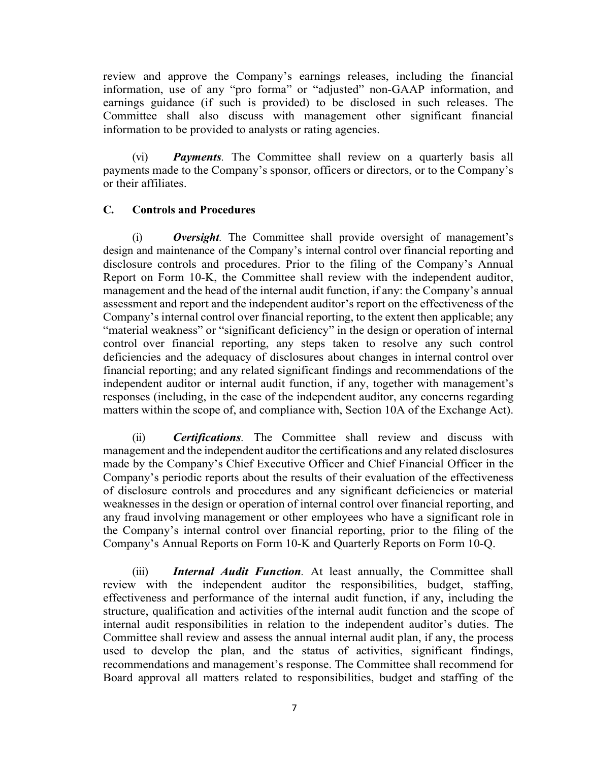review and approve the Company's earnings releases, including the financial information, use of any "pro forma" or "adjusted" non-GAAP information, and earnings guidance (if such is provided) to be disclosed in such releases. The Committee shall also discuss with management other significant financial information to be provided to analysts or rating agencies.

(vi) ***Payments***. The Committee shall review on a quarterly basis all payments made to the Company's sponsor, officers or directors, or to the Company's or their affiliates.

### C. Controls and Procedures

(i) ***Oversight***. The Committee shall provide oversight of management's design and maintenance of the Company's internal control over financial reporting and disclosure controls and procedures. Prior to the filing of the Company's Annual Report on Form 10-K, the Committee shall review with the independent auditor, management and the head of the internal audit function, if any: the Company's annual assessment and report and the independent auditor's report on the effectiveness of the Company's internal control over financial reporting, to the extent then applicable; any "material weakness" or "significant deficiency" in the design or operation of internal control over financial reporting, any steps taken to resolve any such control deficiencies and the adequacy of disclosures about changes in internal control over financial reporting; and any related significant findings and recommendations of the independent auditor or internal audit function, if any, together with management's responses (including, in the case of the independent auditor, any concerns regarding matters within the scope of, and compliance with, Section 10A of the Exchange Act).

(ii) ***Certifications***. The Committee shall review and discuss with management and the independent auditor the certifications and any related disclosures made by the Company's Chief Executive Officer and Chief Financial Officer in the Company's periodic reports about the results of their evaluation of the effectiveness of disclosure controls and procedures and any significant deficiencies or material weaknesses in the design or operation of internal control over financial reporting, and any fraud involving management or other employees who have a significant role in the Company's internal control over financial reporting, prior to the filing of the Company's Annual Reports on Form 10-K and Quarterly Reports on Form 10-Q.

(iii) ***Internal Audit Function***. At least annually, the Committee shall review with the independent auditor the responsibilities, budget, staffing, effectiveness and performance of the internal audit function, if any, including the structure, qualification and activities of the internal audit function and the scope of internal audit responsibilities in relation to the independent auditor's duties. The Committee shall review and assess the annual internal audit plan, if any, the process used to develop the plan, and the status of activities, significant findings, recommendations and management's response. The Committee shall recommend for Board approval all matters related to responsibilities, budget and staffing of the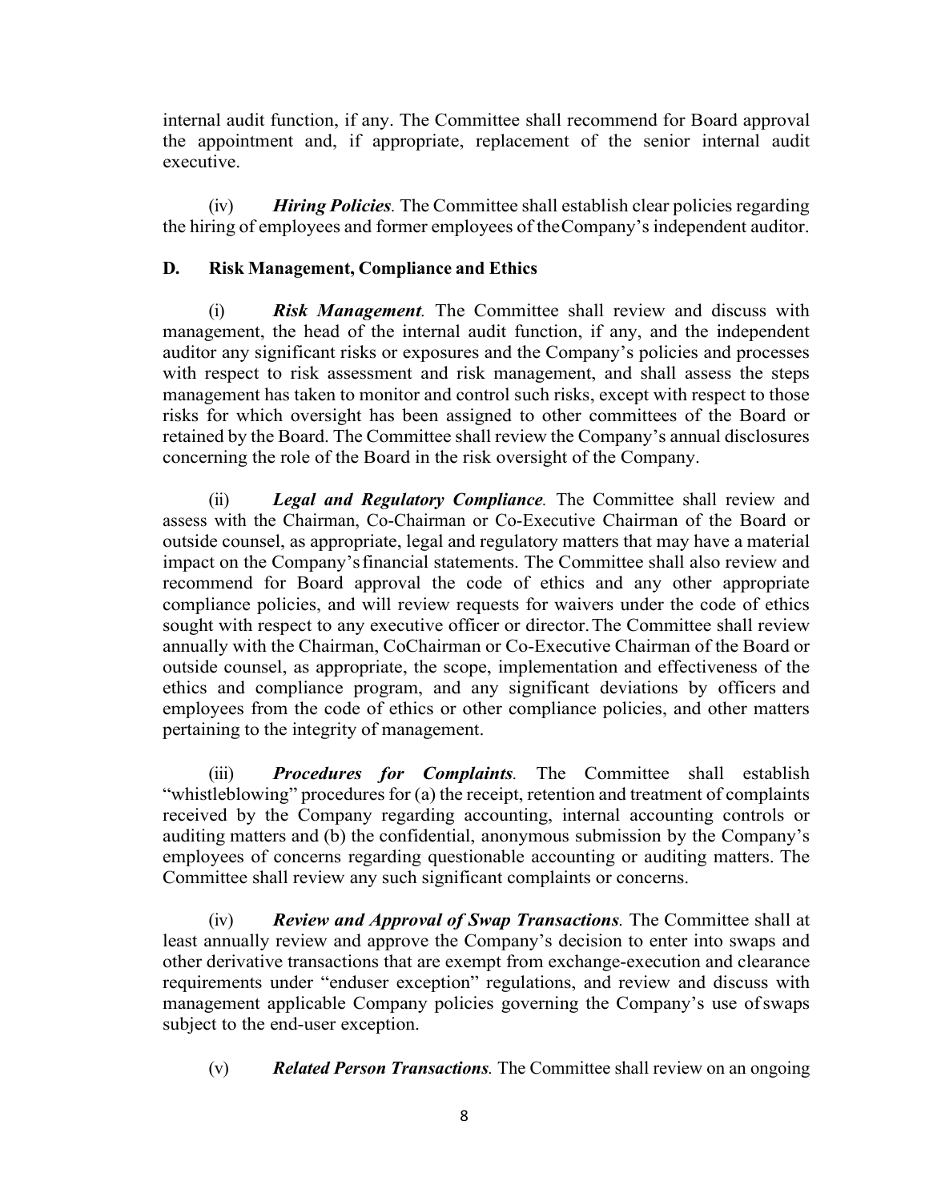internal audit function, if any. The Committee shall recommend for Board approval the appointment and, if appropriate, replacement of the senior internal audit executive.

(iv) ***Hiring Policies.*** The Committee shall establish clear policies regarding the hiring of employees and former employees of the Company's independent auditor.

**D. Risk Management, Compliance and Ethics**

(i) ***Risk Management.*** The Committee shall review and discuss with management, the head of the internal audit function, if any, and the independent auditor any significant risks or exposures and the Company's policies and processes with respect to risk assessment and risk management, and shall assess the steps management has taken to monitor and control such risks, except with respect to those risks for which oversight has been assigned to other committees of the Board or retained by the Board. The Committee shall review the Company's annual disclosures concerning the role of the Board in the risk oversight of the Company.

(ii) ***Legal and Regulatory Compliance.*** The Committee shall review and assess with the Chairman, Co-Chairman or Co-Executive Chairman of the Board or outside counsel, as appropriate, legal and regulatory matters that may have a material impact on the Company's financial statements. The Committee shall also review and recommend for Board approval the code of ethics and any other appropriate compliance policies, and will review requests for waivers under the code of ethics sought with respect to any executive officer or director. The Committee shall review annually with the Chairman, CoChairman or Co-Executive Chairman of the Board or outside counsel, as appropriate, the scope, implementation and effectiveness of the ethics and compliance program, and any significant deviations by officers and employees from the code of ethics or other compliance policies, and other matters pertaining to the integrity of management.

(iii) ***Procedures for Complaints.*** The Committee shall establish "whistleblowing" procedures for (a) the receipt, retention and treatment of complaints received by the Company regarding accounting, internal accounting controls or auditing matters and (b) the confidential, anonymous submission by the Company's employees of concerns regarding questionable accounting or auditing matters. The Committee shall review any such significant complaints or concerns.

(iv) ***Review and Approval of Swap Transactions.*** The Committee shall at least annually review and approve the Company's decision to enter into swaps and other derivative transactions that are exempt from exchange-execution and clearance requirements under "enduser exception" regulations, and review and discuss with management applicable Company policies governing the Company's use of swaps subject to the end-user exception.

(v) ***Related Person Transactions.*** The Committee shall review on an ongoing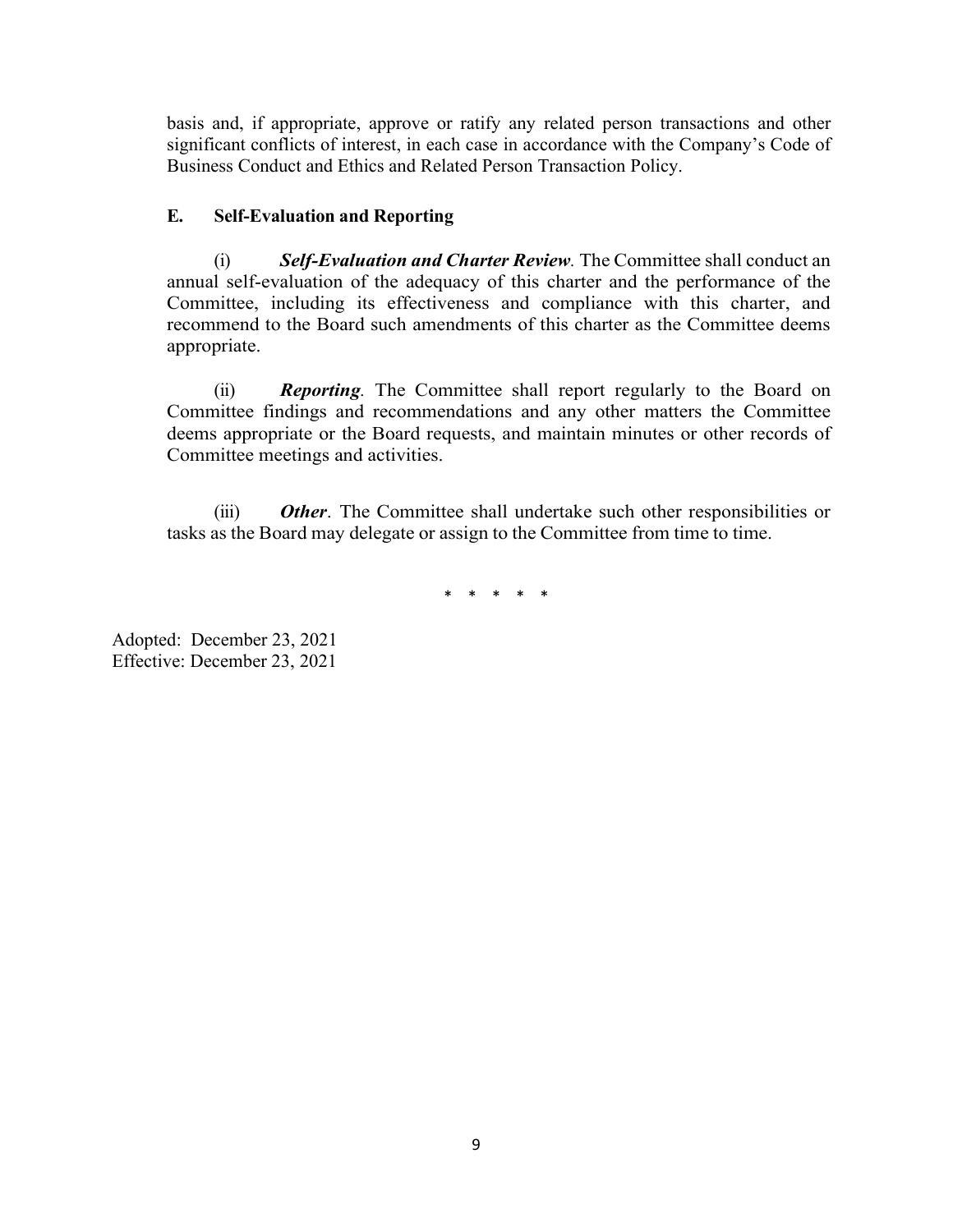basis and, if appropriate, approve or ratify any related person transactions and other significant conflicts of interest, in each case in accordance with the Company's Code of Business Conduct and Ethics and Related Person Transaction Policy.

### E. Self-Evaluation and Reporting

(i) ***Self-Evaluation and Charter Review*.** The Committee shall conduct an annual self-evaluation of the adequacy of this charter and the performance of the Committee, including its effectiveness and compliance with this charter, and recommend to the Board such amendments of this charter as the Committee deems appropriate.

(ii) ***Reporting*.** The Committee shall report regularly to the Board on Committee findings and recommendations and any other matters the Committee deems appropriate or the Board requests, and maintain minutes or other records of Committee meetings and activities.

(iii) ***Other*.** The Committee shall undertake such other responsibilities or tasks as the Board may delegate or assign to the Committee from time to time.

\* \* \* \* \*

Adopted: December 23, 2021
Effective: December 23, 2021